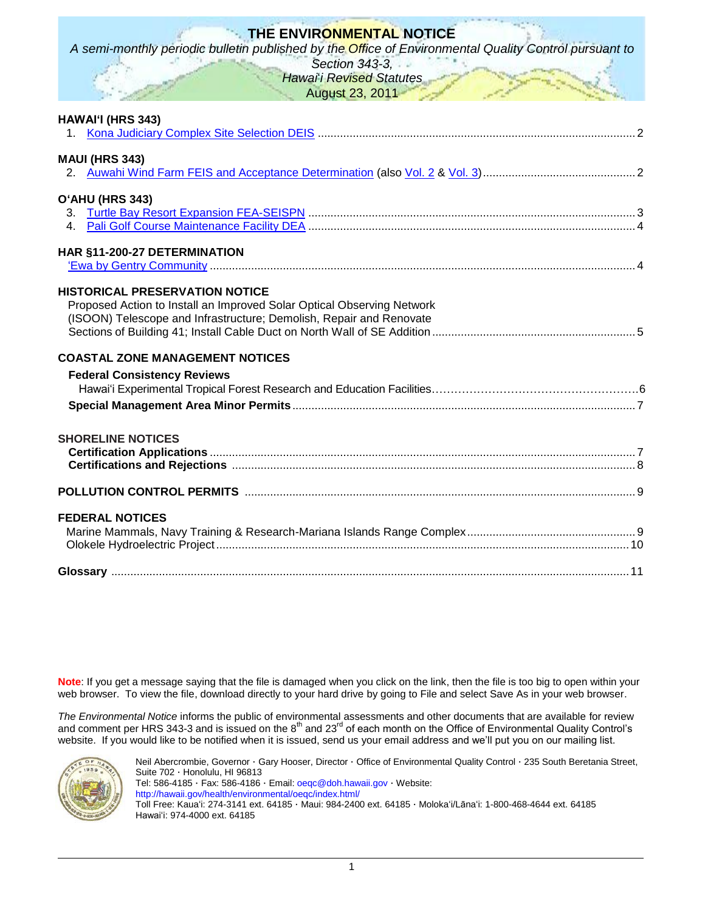# THE ENVIRONMENTAL NOTICE

*A semi-monthly periodic bulletin published by the Office of Environmental Quality Control pursuant to Section 343-3, Hawaiʻi Revised Statutes*

August 23, 2011

## HAWAIʻI (HRS 343)

1. Kona Judiciary Complex Site Selection DEIS ........ 2

## MAUI (HRS 343)

2. Auwahi Wind Farm FEIS and Acceptance Determination (also Vol. 2 & Vol. 3) ........ 2

## OʻAHU (HRS 343)

3. Turtle Bay Resort Expansion FEA-SEISPN ........ 3
4. Pali Golf Course Maintenance Facility DEA ........ 4

## HAR §11-200-27 DETERMINATION

ʻEwa by Gentry Community ........ 4

## HISTORICAL PRESERVATION NOTICE

Proposed Action to Install an Improved Solar Optical Observing Network (ISOON) Telescope and Infrastructure; Demolish, Repair and Renovate Sections of Building 41; Install Cable Duct on North Wall of SE Addition ........ 5

## COASTAL ZONE MANAGEMENT NOTICES

**Federal Consistency Reviews**

Hawaiʻi Experimental Tropical Forest Research and Education Facilities........ 6

**Special Management Area Minor Permits** ........ 7

## SHORELINE NOTICES

**Certification Applications** ........ 7

**Certifications and Rejections** ........ 8

## POLLUTION CONTROL PERMITS ........ 9

## FEDERAL NOTICES

Marine Mammals, Navy Training & Research-Mariana Islands Range Complex ........ 9

Olokele Hydroelectric Project ........ 10

**Glossary** ........ 11

**Note**: If you get a message saying that the file is damaged when you click on the link, then the file is too big to open within your web browser. To view the file, download directly to your hard drive by going to File and select Save As in your web browser.

*The Environmental Notice* informs the public of environmental assessments and other documents that are available for review and comment per HRS 343-3 and is issued on the 8th and 23rd of each month on the Office of Environmental Quality Control's website. If you would like to be notified when it is issued, send us your email address and we'll put you on our mailing list.

Neil Abercrombie, Governor · Gary Hooser, Director · Office of Environmental Quality Control · 235 South Beretania Street, Suite 702 · Honolulu, HI 96813
Tel: 586-4185 · Fax: 586-4186 · Email: oeqc@doh.hawaii.gov · Website: http://hawaii.gov/health/environmental/oeqc/index.html/
Toll Free: Kauaʻi: 274-3141 ext. 64185 · Maui: 984-2400 ext. 64185 · Molokaʻi/Lānaʻi: 1-800-468-4644 ext. 64185
Hawaiʻi: 974-4000 ext. 64185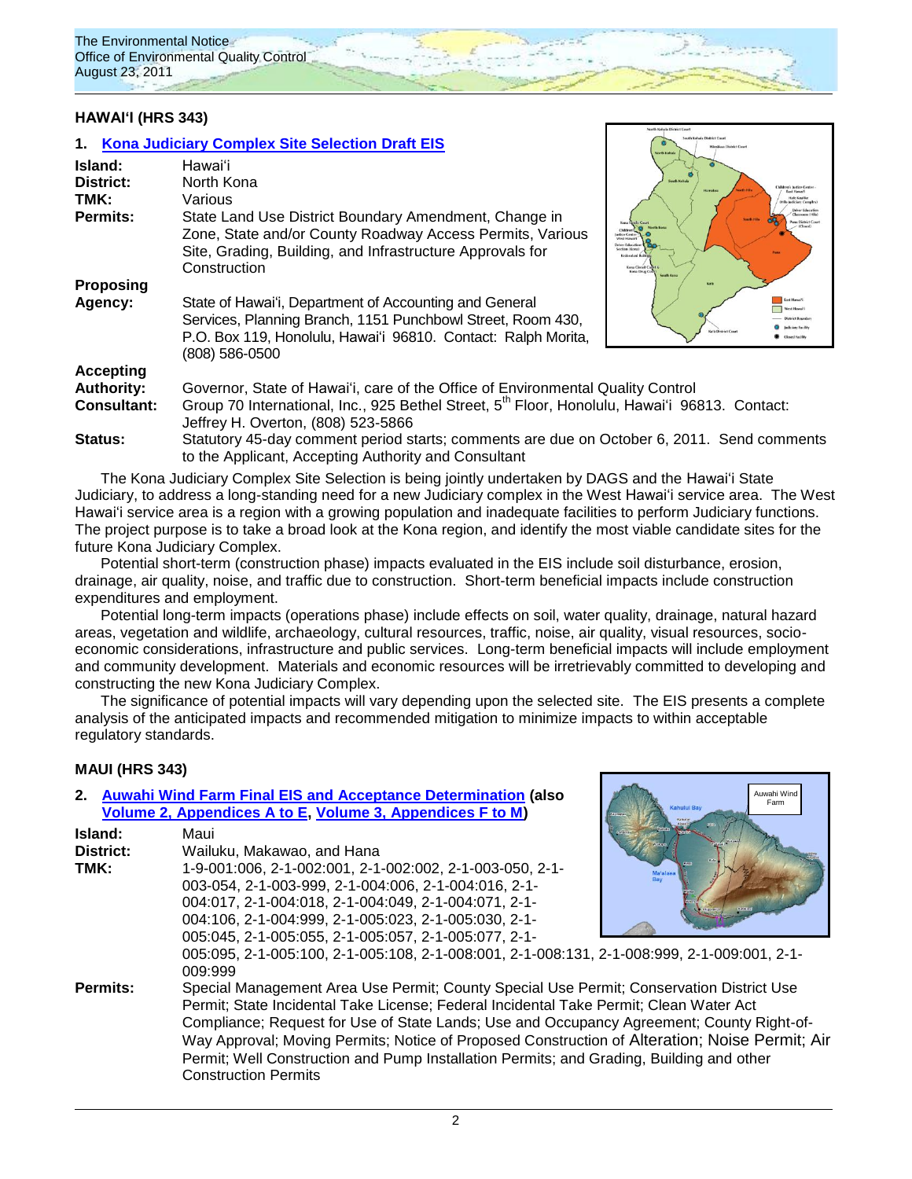## HAWAIʻI (HRS 343)

### 1. Kona Judiciary Complex Site Selection Draft EIS

**Island:** Hawaiʻi
**District:** North Kona
**TMK:** Various
**Permits:** State Land Use District Boundary Amendment, Change in Zone, State and/or County Roadway Access Permits, Various Site, Grading, Building, and Infrastructure Approvals for Construction
**Proposing Agency:** State of Hawaiʻi, Department of Accounting and General Services, Planning Branch, 1151 Punchbowl Street, Room 430, P.O. Box 119, Honolulu, Hawaiʻi 96810. Contact: Ralph Morita, (808) 586-0500
**Accepting Authority:** Governor, State of Hawaiʻi, care of the Office of Environmental Quality Control
**Consultant:** Group 70 International, Inc., 925 Bethel Street, 5th Floor, Honolulu, Hawaiʻi 96813. Contact: Jeffrey H. Overton, (808) 523-5866
**Status:** Statutory 45-day comment period starts; comments are due on October 6, 2011. Send comments to the Applicant, Accepting Authority and Consultant

The Kona Judiciary Complex Site Selection is being jointly undertaken by DAGS and the Hawaiʻi State Judiciary, to address a long-standing need for a new Judiciary complex in the West Hawaiʻi service area. The West Hawaiʻi service area is a region with a growing population and inadequate facilities to perform Judiciary functions. The project purpose is to take a broad look at the Kona region, and identify the most viable candidate sites for the future Kona Judiciary Complex.

Potential short-term (construction phase) impacts evaluated in the EIS include soil disturbance, erosion, drainage, air quality, noise, and traffic due to construction. Short-term beneficial impacts include construction expenditures and employment.

Potential long-term impacts (operations phase) include effects on soil, water quality, drainage, natural hazard areas, vegetation and wildlife, archaeology, cultural resources, traffic, noise, air quality, visual resources, socio-economic considerations, infrastructure and public services. Long-term beneficial impacts will include employment and community development. Materials and economic resources will be irretrievably committed to developing and constructing the new Kona Judiciary Complex.

The significance of potential impacts will vary depending upon the selected site. The EIS presents a complete analysis of the anticipated impacts and recommended mitigation to minimize impacts to within acceptable regulatory standards.

## MAUI (HRS 343)

### 2. Auwahi Wind Farm Final EIS and Acceptance Determination (also Volume 2, Appendices A to E, Volume 3, Appendices F to M)

**Island:** Maui
**District:** Wailuku, Makawao, and Hana
**TMK:** 1-9-001:006, 2-1-002:001, 2-1-002:002, 2-1-003-050, 2-1-003-054, 2-1-003-999, 2-1-004:006, 2-1-004:016, 2-1-004:017, 2-1-004:018, 2-1-004:049, 2-1-004:071, 2-1-004:106, 2-1-004:999, 2-1-005:023, 2-1-005:030, 2-1-005:045, 2-1-005:055, 2-1-005:057, 2-1-005:077, 2-1-005:095, 2-1-005:100, 2-1-005:108, 2-1-008:001, 2-1-008:131, 2-1-008:999, 2-1-009:001, 2-1-009:999
**Permits:** Special Management Area Use Permit; County Special Use Permit; Conservation District Use Permit; State Incidental Take License; Federal Incidental Take Permit; Clean Water Act Compliance; Request for Use of State Lands; Use and Occupancy Agreement; County Right-of-Way Approval; Moving Permits; Notice of Proposed Construction of Alteration; Noise Permit; Air Permit; Well Construction and Pump Installation Permits; and Grading, Building and other Construction Permits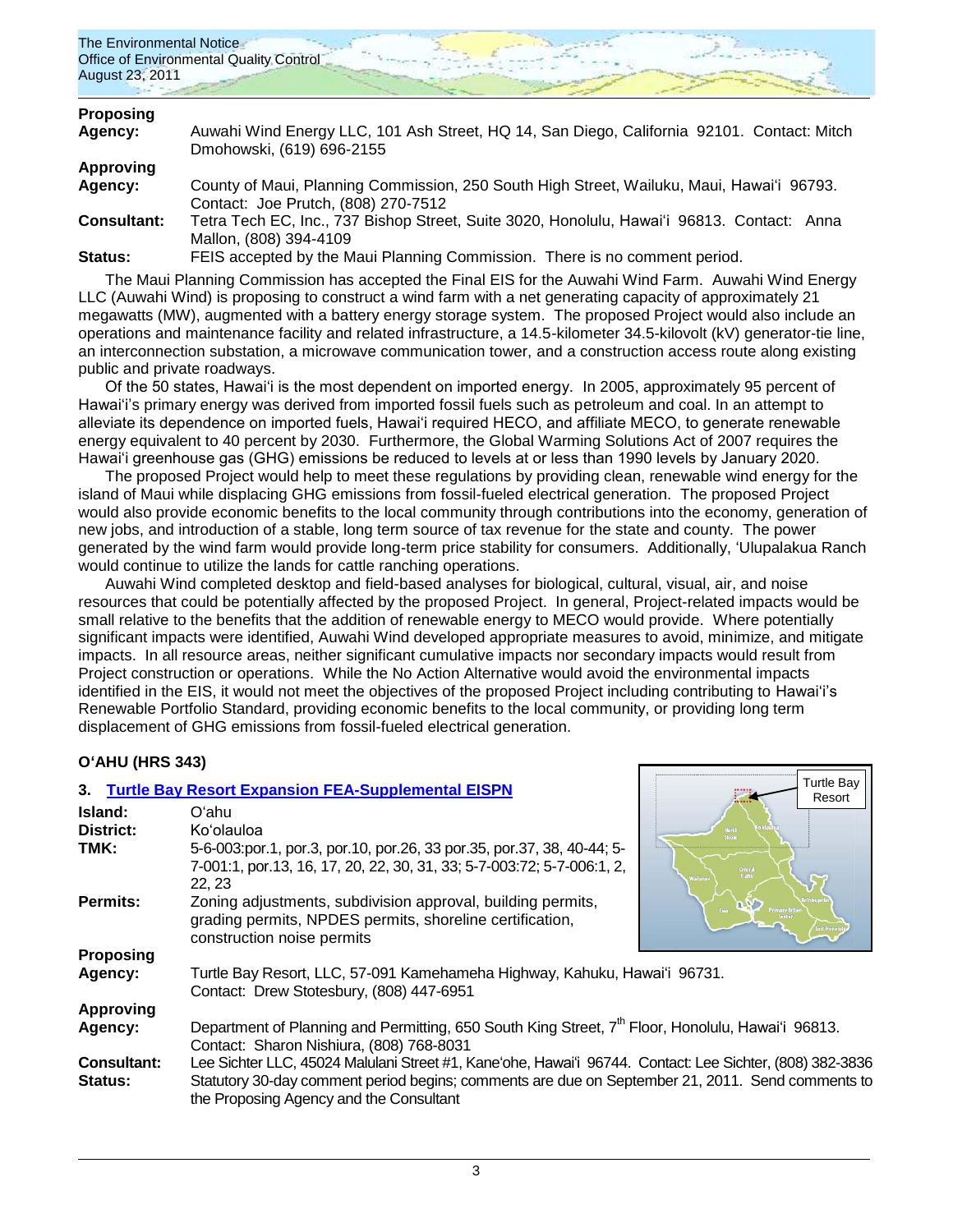**Proposing Agency:** Auwahi Wind Energy LLC, 101 Ash Street, HQ 14, San Diego, California 92101. Contact: Mitch Dmohowski, (619) 696-2155

**Approving Agency:** County of Maui, Planning Commission, 250 South High Street, Wailuku, Maui, Hawaiʻi 96793. Contact: Joe Prutch, (808) 270-7512

**Consultant:** Tetra Tech EC, Inc., 737 Bishop Street, Suite 3020, Honolulu, Hawaiʻi 96813. Contact: Anna Mallon, (808) 394-4109

**Status:** FEIS accepted by the Maui Planning Commission. There is no comment period.

The Maui Planning Commission has accepted the Final EIS for the Auwahi Wind Farm. Auwahi Wind Energy LLC (Auwahi Wind) is proposing to construct a wind farm with a net generating capacity of approximately 21 megawatts (MW), augmented with a battery energy storage system. The proposed Project would also include an operations and maintenance facility and related infrastructure, a 14.5-kilometer 34.5-kilovolt (kV) generator-tie line, an interconnection substation, a microwave communication tower, and a construction access route along existing public and private roadways.

Of the 50 states, Hawaiʻi is the most dependent on imported energy. In 2005, approximately 95 percent of Hawaiʻi's primary energy was derived from imported fossil fuels such as petroleum and coal. In an attempt to alleviate its dependence on imported fuels, Hawaiʻi required HECO, and affiliate MECO, to generate renewable energy equivalent to 40 percent by 2030. Furthermore, the Global Warming Solutions Act of 2007 requires the Hawaiʻi greenhouse gas (GHG) emissions be reduced to levels at or less than 1990 levels by January 2020.

The proposed Project would help to meet these regulations by providing clean, renewable wind energy for the island of Maui while displacing GHG emissions from fossil-fueled electrical generation. The proposed Project would also provide economic benefits to the local community through contributions into the economy, generation of new jobs, and introduction of a stable, long term source of tax revenue for the state and county. The power generated by the wind farm would provide long-term price stability for consumers. Additionally, ʻUlupalakua Ranch would continue to utilize the lands for cattle ranching operations.

Auwahi Wind completed desktop and field-based analyses for biological, cultural, visual, air, and noise resources that could be potentially affected by the proposed Project. In general, Project-related impacts would be small relative to the benefits that the addition of renewable energy to MECO would provide. Where potentially significant impacts were identified, Auwahi Wind developed appropriate measures to avoid, minimize, and mitigate impacts. In all resource areas, neither significant cumulative impacts nor secondary impacts would result from Project construction or operations. While the No Action Alternative would avoid the environmental impacts identified in the EIS, it would not meet the objectives of the proposed Project including contributing to Hawaiʻi's Renewable Portfolio Standard, providing economic benefits to the local community, or providing long term displacement of GHG emissions from fossil-fueled electrical generation.

## OʻAHU (HRS 343)

### 3. Turtle Bay Resort Expansion FEA-Supplemental EISPN

**Island:** Oʻahu

**District:** Koʻolauloa

**TMK:** 5-6-003:por.1, por.3, por.10, por.26, 33 por.35, por.37, 38, 40-44; 5-7-001:1, por.13, 16, 17, 20, 22, 30, 31, 33; 5-7-003:72; 5-7-006:1, 2, 22, 23

**Permits:** Zoning adjustments, subdivision approval, building permits, grading permits, NPDES permits, shoreline certification, construction noise permits

**Proposing Agency:** Turtle Bay Resort, LLC, 57-091 Kamehameha Highway, Kahuku, Hawaiʻi 96731. Contact: Drew Stotesbury, (808) 447-6951

**Approving Agency:** Department of Planning and Permitting, 650 South King Street, 7th Floor, Honolulu, Hawaiʻi 96813. Contact: Sharon Nishiura, (808) 768-8031

**Consultant:** Lee Sichter LLC, 45024 Malulani Street #1, Kaneʻohe, Hawaiʻi 96744. Contact: Lee Sichter, (808) 382-3836

**Status:** Statutory 30-day comment period begins; comments are due on September 21, 2011. Send comments to the Proposing Agency and the Consultant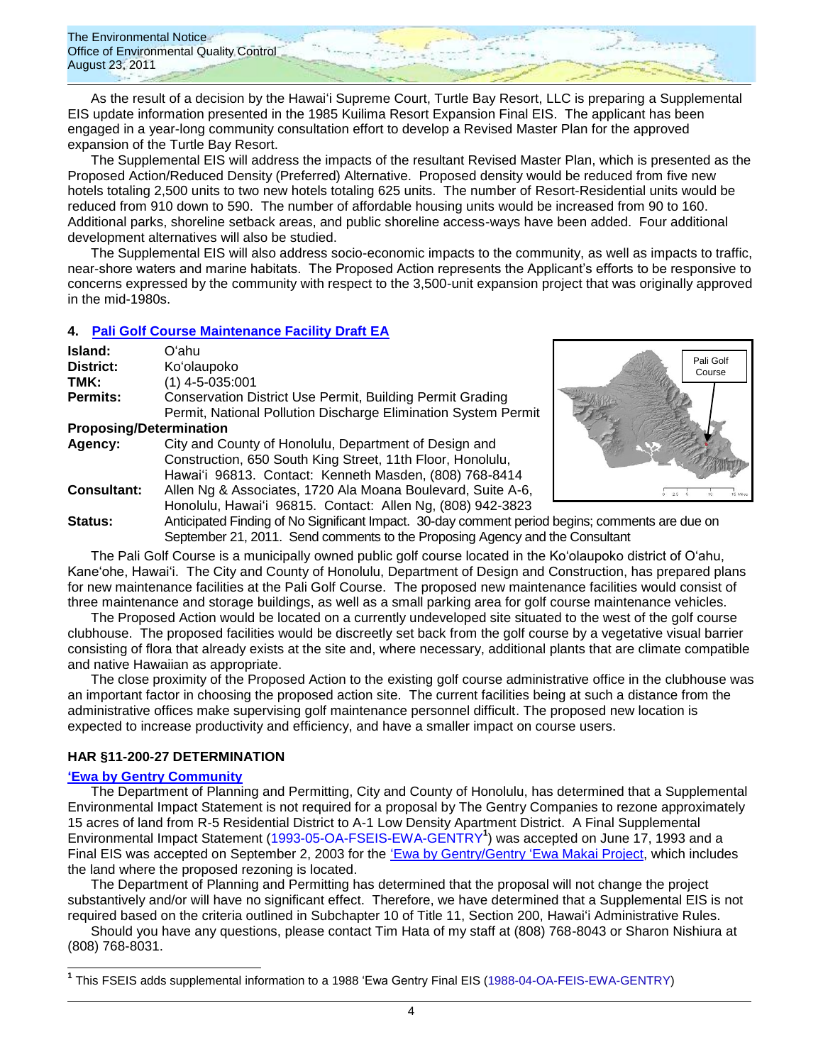As the result of a decision by the Hawaiʻi Supreme Court, Turtle Bay Resort, LLC is preparing a Supplemental EIS update information presented in the 1985 Kuilima Resort Expansion Final EIS. The applicant has been engaged in a year-long community consultation effort to develop a Revised Master Plan for the approved expansion of the Turtle Bay Resort.

The Supplemental EIS will address the impacts of the resultant Revised Master Plan, which is presented as the Proposed Action/Reduced Density (Preferred) Alternative. Proposed density would be reduced from five new hotels totaling 2,500 units to two new hotels totaling 625 units. The number of Resort-Residential units would be reduced from 910 down to 590. The number of affordable housing units would be increased from 90 to 160. Additional parks, shoreline setback areas, and public shoreline access-ways have been added. Four additional development alternatives will also be studied.

The Supplemental EIS will also address socio-economic impacts to the community, as well as impacts to traffic, near-shore waters and marine habitats. The Proposed Action represents the Applicant's efforts to be responsive to concerns expressed by the community with respect to the 3,500-unit expansion project that was originally approved in the mid-1980s.

### 4. Pali Golf Course Maintenance Facility Draft EA

**Island:** Oʻahu
**District:** Koʻolaupoko
**TMK:** (1) 4-5-035:001
**Permits:** Conservation District Use Permit, Building Permit Grading Permit, National Pollution Discharge Elimination System Permit
**Proposing/Determination**
**Agency:** City and County of Honolulu, Department of Design and Construction, 650 South King Street, 11th Floor, Honolulu, Hawaiʻi 96813. Contact: Kenneth Masden, (808) 768-8414
**Consultant:** Allen Ng & Associates, 1720 Ala Moana Boulevard, Suite A-6, Honolulu, Hawaiʻi 96815. Contact: Allen Ng, (808) 942-3823
**Status:** Anticipated Finding of No Significant Impact. 30-day comment period begins; comments are due on September 21, 2011. Send comments to the Proposing Agency and the Consultant

The Pali Golf Course is a municipally owned public golf course located in the Koʻolaupoko district of Oʻahu, Kaneʻohe, Hawaiʻi. The City and County of Honolulu, Department of Design and Construction, has prepared plans for new maintenance facilities at the Pali Golf Course. The proposed new maintenance facilities would consist of three maintenance and storage buildings, as well as a small parking area for golf course maintenance vehicles.

The Proposed Action would be located on a currently undeveloped site situated to the west of the golf course clubhouse. The proposed facilities would be discreetly set back from the golf course by a vegetative visual barrier consisting of flora that already exists at the site and, where necessary, additional plants that are climate compatible and native Hawaiian as appropriate.

The close proximity of the Proposed Action to the existing golf course administrative office in the clubhouse was an important factor in choosing the proposed action site. The current facilities being at such a distance from the administrative offices make supervising golf maintenance personnel difficult. The proposed new location is expected to increase productivity and efficiency, and have a smaller impact on course users.

## HAR §11-200-27 DETERMINATION

### ʻEwa by Gentry Community

The Department of Planning and Permitting, City and County of Honolulu, has determined that a Supplemental Environmental Impact Statement is not required for a proposal by The Gentry Companies to rezone approximately 15 acres of land from R-5 Residential District to A-1 Low Density Apartment District. A Final Supplemental Environmental Impact Statement (1993-05-OA-FSEIS-EWA-GENTRY[1]) was accepted on June 17, 1993 and a Final EIS was accepted on September 2, 2003 for the ʻEwa by Gentry/Gentry ʻEwa Makai Project, which includes the land where the proposed rezoning is located.

The Department of Planning and Permitting has determined that the proposal will not change the project substantively and/or will have no significant effect. Therefore, we have determined that a Supplemental EIS is not required based on the criteria outlined in Subchapter 10 of Title 11, Section 200, Hawaiʻi Administrative Rules.

Should you have any questions, please contact Tim Hata of my staff at (808) 768-8043 or Sharon Nishiura at (808) 768-8031.

[1] This FSEIS adds supplemental information to a 1988 ʻEwa Gentry Final EIS (1988-04-OA-FEIS-EWA-GENTRY)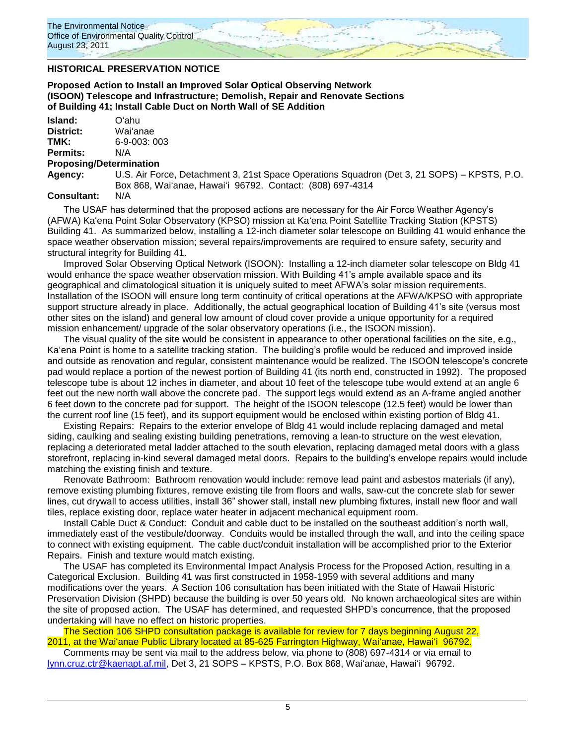## HISTORICAL PRESERVATION NOTICE

### Proposed Action to Install an Improved Solar Optical Observing Network (ISOON) Telescope and Infrastructure; Demolish, Repair and Renovate Sections of Building 41; Install Cable Duct on North Wall of SE Addition

**Island:** O'ahu
**District:** Wai'anae
**TMK:** 6-9-003: 003
**Permits:** N/A
**Proposing/Determination Agency:** U.S. Air Force, Detachment 3, 21st Space Operations Squadron (Det 3, 21 SOPS) – KPSTS, P.O. Box 868, Wai'anae, Hawai'i 96792. Contact: (808) 697-4314
**Consultant:** N/A

The USAF has determined that the proposed actions are necessary for the Air Force Weather Agency's (AFWA) Ka'ena Point Solar Observatory (KPSO) mission at Ka'ena Point Satellite Tracking Station (KPSTS) Building 41. As summarized below, installing a 12-inch diameter solar telescope on Building 41 would enhance the space weather observation mission; several repairs/improvements are required to ensure safety, security and structural integrity for Building 41.

Improved Solar Observing Optical Network (ISOON): Installing a 12-inch diameter solar telescope on Bldg 41 would enhance the space weather observation mission. With Building 41's ample available space and its geographical and climatological situation it is uniquely suited to meet AFWA's solar mission requirements. Installation of the ISOON will ensure long term continuity of critical operations at the AFWA/KPSO with appropriate support structure already in place. Additionally, the actual geographical location of Building 41's site (versus most other sites on the island) and general low amount of cloud cover provide a unique opportunity for a required mission enhancement/ upgrade of the solar observatory operations (i.e., the ISOON mission).

The visual quality of the site would be consistent in appearance to other operational facilities on the site, e.g., Ka'ena Point is home to a satellite tracking station. The building's profile would be reduced and improved inside and outside as renovation and regular, consistent maintenance would be realized. The ISOON telescope's concrete pad would replace a portion of the newest portion of Building 41 (its north end, constructed in 1992). The proposed telescope tube is about 12 inches in diameter, and about 10 feet of the telescope tube would extend at an angle 6 feet out the new north wall above the concrete pad. The support legs would extend as an A-frame angled another 6 feet down to the concrete pad for support. The height of the ISOON telescope (12.5 feet) would be lower than the current roof line (15 feet), and its support equipment would be enclosed within existing portion of Bldg 41.

Existing Repairs: Repairs to the exterior envelope of Bldg 41 would include replacing damaged and metal siding, caulking and sealing existing building penetrations, removing a lean-to structure on the west elevation, replacing a deteriorated metal ladder attached to the south elevation, replacing damaged metal doors with a glass storefront, replacing in-kind several damaged metal doors. Repairs to the building's envelope repairs would include matching the existing finish and texture.

Renovate Bathroom: Bathroom renovation would include: remove lead paint and asbestos materials (if any), remove existing plumbing fixtures, remove existing tile from floors and walls, saw-cut the concrete slab for sewer lines, cut drywall to access utilities, install 36" shower stall, install new plumbing fixtures, install new floor and wall tiles, replace existing door, replace water heater in adjacent mechanical equipment room.

Install Cable Duct & Conduct: Conduit and cable duct to be installed on the southeast addition's north wall, immediately east of the vestibule/doorway. Conduits would be installed through the wall, and into the ceiling space to connect with existing equipment. The cable duct/conduit installation will be accomplished prior to the Exterior Repairs. Finish and texture would match existing.

The USAF has completed its Environmental Impact Analysis Process for the Proposed Action, resulting in a Categorical Exclusion. Building 41 was first constructed in 1958-1959 with several additions and many modifications over the years. A Section 106 consultation has been initiated with the State of Hawaii Historic Preservation Division (SHPD) because the building is over 50 years old. No known archaeological sites are within the site of proposed action. The USAF has determined, and requested SHPD's concurrence, that the proposed undertaking will have no effect on historic properties.

The Section 106 SHPD consultation package is available for review for 7 days beginning August 22, 2011, at the Wai'anae Public Library located at 85-625 Farrington Highway, Wai'anae, Hawai'i 96792.

Comments may be sent via mail to the address below, via phone to (808) 697-4314 or via email to lynn.cruz.ctr@kaenapt.af.mil, Det 3, 21 SOPS – KPSTS, P.O. Box 868, Wai'anae, Hawai'i 96792.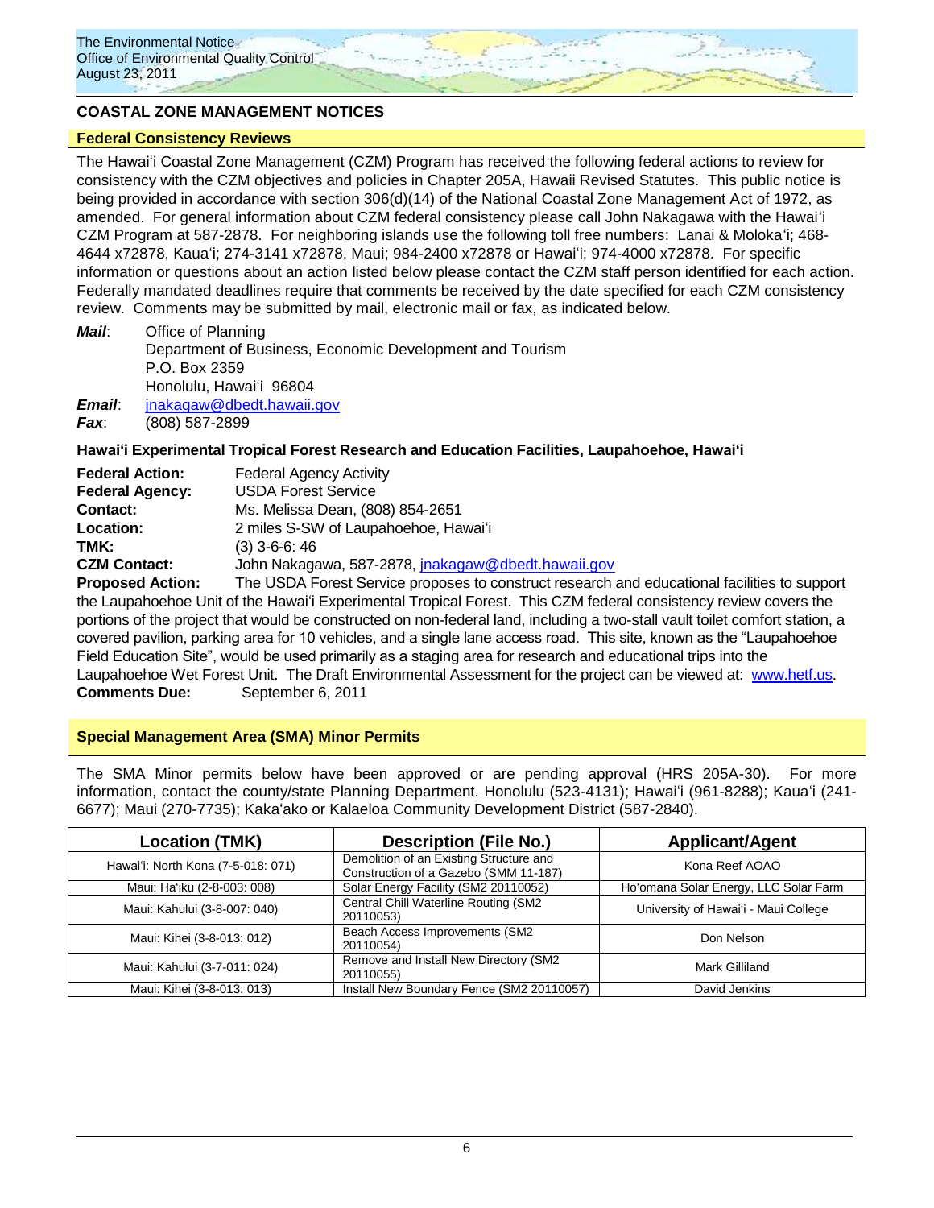## COASTAL ZONE MANAGEMENT NOTICES

### Federal Consistency Reviews

The Hawaiʻi Coastal Zone Management (CZM) Program has received the following federal actions to review for consistency with the CZM objectives and policies in Chapter 205A, Hawaii Revised Statutes. This public notice is being provided in accordance with section 306(d)(14) of the National Coastal Zone Management Act of 1972, as amended. For general information about CZM federal consistency please call John Nakagawa with the Hawaiʻi CZM Program at 587-2878. For neighboring islands use the following toll free numbers: Lanai & Molokaʻi; 468-4644 x72878, Kauaʻi; 274-3141 x72878, Maui; 984-2400 x72878 or Hawaiʻi; 974-4000 x72878. For specific information or questions about an action listed below please contact the CZM staff person identified for each action. Federally mandated deadlines require that comments be received by the date specified for each CZM consistency review. Comments may be submitted by mail, electronic mail or fax, as indicated below.

***Mail***: Office of Planning
Department of Business, Economic Development and Tourism
P.O. Box 2359
Honolulu, Hawaiʻi 96804

***Email***: jnakagaw@dbedt.hawaii.gov

***Fax***: (808) 587-2899

#### Hawaiʻi Experimental Tropical Forest Research and Education Facilities, Laupahoehoe, Hawaiʻi

**Federal Action:** Federal Agency Activity
**Federal Agency:** USDA Forest Service
**Contact:** Ms. Melissa Dean, (808) 854-2651
**Location:** 2 miles S-SW of Laupahoehoe, Hawaiʻi
**TMK:** (3) 3-6-6: 46
**CZM Contact:** John Nakagawa, 587-2878, jnakagaw@dbedt.hawaii.gov
**Proposed Action:** The USDA Forest Service proposes to construct research and educational facilities to support the Laupahoehoe Unit of the Hawaiʻi Experimental Tropical Forest. This CZM federal consistency review covers the portions of the project that would be constructed on non-federal land, including a two-stall vault toilet comfort station, a covered pavilion, parking area for 10 vehicles, and a single lane access road. This site, known as the "Laupahoehoe Field Education Site", would be used primarily as a staging area for research and educational trips into the Laupahoehoe Wet Forest Unit. The Draft Environmental Assessment for the project can be viewed at: www.hetf.us.
**Comments Due:** September 6, 2011

### Special Management Area (SMA) Minor Permits

The SMA Minor permits below have been approved or are pending approval (HRS 205A-30). For more information, contact the county/state Planning Department. Honolulu (523-4131); Hawaiʻi (961-8288); Kauaʻi (241-6677); Maui (270-7735); Kakaʻako or Kalaeloa Community Development District (587-2840).

| Location (TMK) | Description (File No.) | Applicant/Agent |
|---|---|---|
| Hawaiʻi: North Kona (7-5-018: 071) | Demolition of an Existing Structure and Construction of a Gazebo (SMM 11-187) | Kona Reef AOAO |
| Maui: Haʻiku (2-8-003: 008) | Solar Energy Facility (SM2 20110052) | Hoʻomana Solar Energy, LLC Solar Farm |
| Maui: Kahului (3-8-007: 040) | Central Chill Waterline Routing (SM2 20110053) | University of Hawaiʻi - Maui College |
| Maui: Kihei (3-8-013: 012) | Beach Access Improvements (SM2 20110054) | Don Nelson |
| Maui: Kahului (3-7-011: 024) | Remove and Install New Directory (SM2 20110055) | Mark Gilliland |
| Maui: Kihei (3-8-013: 013) | Install New Boundary Fence (SM2 20110057) | David Jenkins |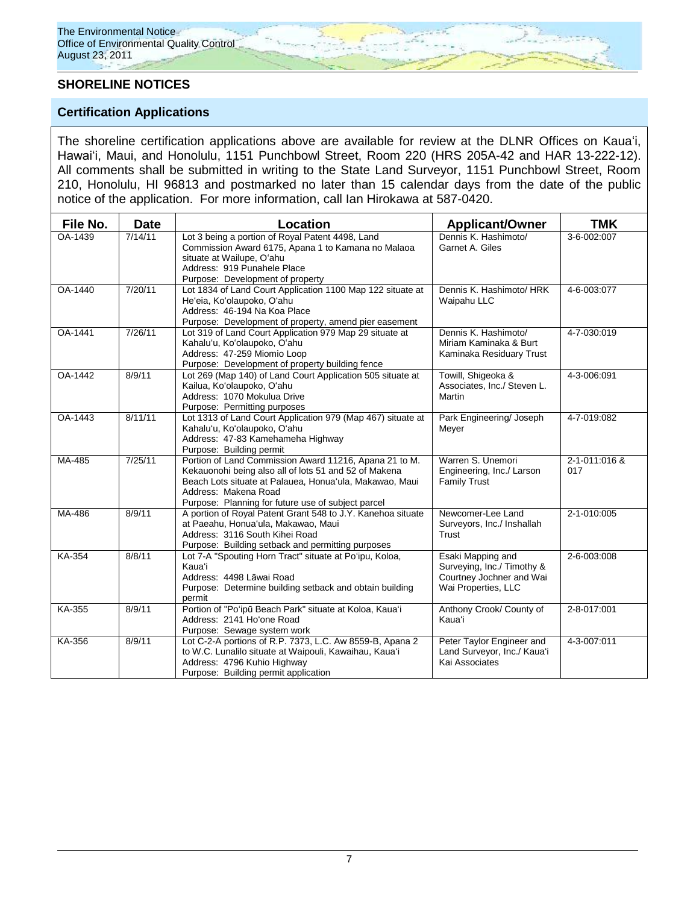## SHORELINE NOTICES

### Certification Applications

The shoreline certification applications above are available for review at the DLNR Offices on Kaua'i, Hawai'i, Maui, and Honolulu, 1151 Punchbowl Street, Room 220 (HRS 205A-42 and HAR 13-222-12). All comments shall be submitted in writing to the State Land Surveyor, 1151 Punchbowl Street, Room 210, Honolulu, HI 96813 and postmarked no later than 15 calendar days from the date of the public notice of the application. For more information, call Ian Hirokawa at 587-0420.

| File No. | Date | Location | Applicant/Owner | TMK |
|---|---|---|---|---|
| OA-1439 | 7/14/11 | Lot 3 being a portion of Royal Patent 4498, Land Commission Award 6175, Apana 1 to Kamana no Malaoa situate at Wailupe, O'ahu<br>Address: 919 Punahele Place<br>Purpose: Development of property | Dennis K. Hashimoto/ Garnet A. Giles | 3-6-002:007 |
| OA-1440 | 7/20/11 | Lot 1834 of Land Court Application 1100 Map 122 situate at He'eia, Ko'olaupoko, O'ahu<br>Address: 46-194 Na Koa Place<br>Purpose: Development of property, amend pier easement | Dennis K. Hashimoto/ HRK Waipahu LLC | 4-6-003:077 |
| OA-1441 | 7/26/11 | Lot 319 of Land Court Application 979 Map 29 situate at Kahalu'u, Ko'olaupoko, O'ahu<br>Address: 47-259 Miomio Loop<br>Purpose: Development of property building fence | Dennis K. Hashimoto/ Miriam Kaminaka & Burt Kaminaka Residuary Trust | 4-7-030:019 |
| OA-1442 | 8/9/11 | Lot 269 (Map 140) of Land Court Application 505 situate at Kailua, Ko'olaupoko, O'ahu<br>Address: 1070 Mokulua Drive<br>Purpose: Permitting purposes | Towill, Shigeoka & Associates, Inc./ Steven L. Martin | 4-3-006:091 |
| OA-1443 | 8/11/11 | Lot 1313 of Land Court Application 979 (Map 467) situate at Kahalu'u, Ko'olaupoko, O'ahu<br>Address: 47-83 Kamehameha Highway<br>Purpose: Building permit | Park Engineering/ Joseph Meyer | 4-7-019:082 |
| MA-485 | 7/25/11 | Portion of Land Commission Award 11216, Apana 21 to M. Kekauonohi being also all of lots 51 and 52 of Makena Beach Lots situate at Palauea, Honua'ula, Makawao, Maui<br>Address: Makena Road<br>Purpose: Planning for future use of subject parcel | Warren S. Unemori Engineering, Inc./ Larson Family Trust | 2-1-011:016 & 017 |
| MA-486 | 8/9/11 | A portion of Royal Patent Grant 548 to J.Y. Kanehoa situate at Paeahu, Honua'ula, Makawao, Maui<br>Address: 3116 South Kihei Road<br>Purpose: Building setback and permitting purposes | Newcomer-Lee Land Surveyors, Inc./ Inshallah Trust | 2-1-010:005 |
| KA-354 | 8/8/11 | Lot 7-A "Spouting Horn Tract" situate at Po'ipu, Koloa, Kaua'i<br>Address: 4498 Lāwai Road<br>Purpose: Determine building setback and obtain building permit | Esaki Mapping and Surveying, Inc./ Timothy & Courtney Jochner and Wai Wai Properties, LLC | 2-6-003:008 |
| KA-355 | 8/9/11 | Portion of "Po'ipū Beach Park" situate at Koloa, Kaua'i<br>Address: 2141 Ho'one Road<br>Purpose: Sewage system work | Anthony Crook/ County of Kaua'i | 2-8-017:001 |
| KA-356 | 8/9/11 | Lot C-2-A portions of R.P. 7373, L.C. Aw 8559-B, Apana 2 to W.C. Lunalilo situate at Waipouli, Kawaihau, Kaua'i<br>Address: 4796 Kuhio Highway<br>Purpose: Building permit application | Peter Taylor Engineer and Land Surveyor, Inc./ Kaua'i Kai Associates | 4-3-007:011 |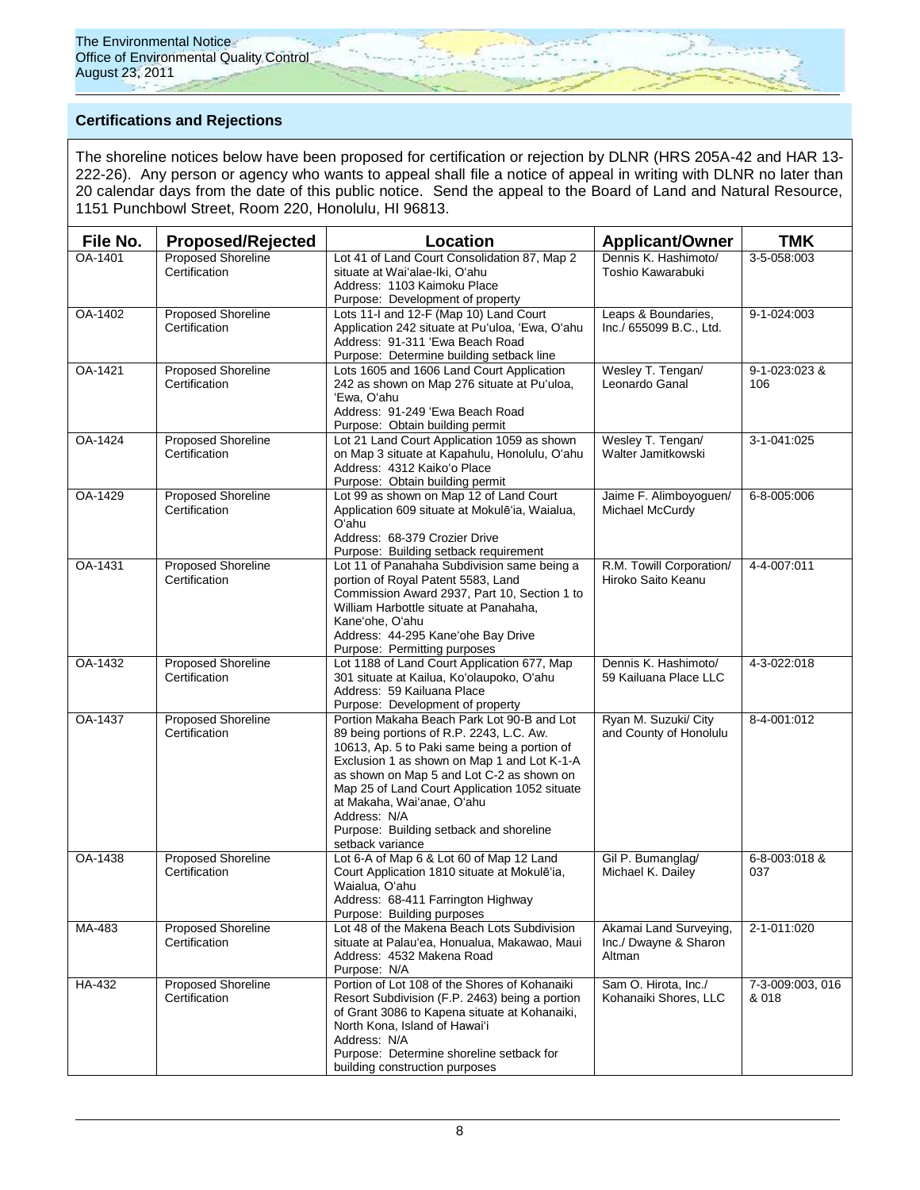## Certifications and Rejections

The shoreline notices below have been proposed for certification or rejection by DLNR (HRS 205A-42 and HAR 13-222-26). Any person or agency who wants to appeal shall file a notice of appeal in writing with DLNR no later than 20 calendar days from the date of this public notice. Send the appeal to the Board of Land and Natural Resource, 1151 Punchbowl Street, Room 220, Honolulu, HI 96813.

| File No. | Proposed/Rejected | Location | Applicant/Owner | TMK |
|---|---|---|---|---|
| OA-1401 | Proposed Shoreline Certification | Lot 41 of Land Court Consolidation 87, Map 2 situate at Wai'alae-Iki, O'ahu<br>Address: 1103 Kaimoku Place<br>Purpose: Development of property | Dennis K. Hashimoto/ Toshio Kawarabuki | 3-5-058:003 |
| OA-1402 | Proposed Shoreline Certification | Lots 11-I and 12-F (Map 10) Land Court Application 242 situate at Pu'uloa, 'Ewa, O'ahu<br>Address: 91-311 'Ewa Beach Road<br>Purpose: Determine building setback line | Leaps & Boundaries, Inc./ 655099 B.C., Ltd. | 9-1-024:003 |
| OA-1421 | Proposed Shoreline Certification | Lots 1605 and 1606 Land Court Application 242 as shown on Map 276 situate at Pu'uloa, 'Ewa, O'ahu<br>Address: 91-249 'Ewa Beach Road<br>Purpose: Obtain building permit | Wesley T. Tengan/ Leonardo Ganal | 9-1-023:023 & 106 |
| OA-1424 | Proposed Shoreline Certification | Lot 21 Land Court Application 1059 as shown on Map 3 situate at Kapahulu, Honolulu, O'ahu<br>Address: 4312 Kaiko'o Place<br>Purpose: Obtain building permit | Wesley T. Tengan/ Walter Jamitkowski | 3-1-041:025 |
| OA-1429 | Proposed Shoreline Certification | Lot 99 as shown on Map 12 of Land Court Application 609 situate at Mokulē'ia, Waialua, O'ahu<br>Address: 68-379 Crozier Drive<br>Purpose: Building setback requirement | Jaime F. Alimboyoguen/ Michael McCurdy | 6-8-005:006 |
| OA-1431 | Proposed Shoreline Certification | Lot 11 of Panahaha Subdivision same being a portion of Royal Patent 5583, Land Commission Award 2937, Part 10, Section 1 to William Harbottle situate at Panahaha, Kane'ohe, O'ahu<br>Address: 44-295 Kane'ohe Bay Drive<br>Purpose: Permitting purposes | R.M. Towill Corporation/ Hiroko Saito Keanu | 4-4-007:011 |
| OA-1432 | Proposed Shoreline Certification | Lot 1188 of Land Court Application 677, Map 301 situate at Kailua, Ko'olaupoko, O'ahu<br>Address: 59 Kailuana Place<br>Purpose: Development of property | Dennis K. Hashimoto/ 59 Kailuana Place LLC | 4-3-022:018 |
| OA-1437 | Proposed Shoreline Certification | Portion Makaha Beach Park Lot 90-B and Lot 89 being portions of R.P. 2243, L.C. Aw. 10613, Ap. 5 to Paki same being a portion of Exclusion 1 as shown on Map 1 and Lot K-1-A as shown on Map 5 and Lot C-2 as shown on Map 25 of Land Court Application 1052 situate at Makaha, Wai'anae, O'ahu<br>Address: N/A<br>Purpose: Building setback and shoreline setback variance | Ryan M. Suzuki/ City and County of Honolulu | 8-4-001:012 |
| OA-1438 | Proposed Shoreline Certification | Lot 6-A of Map 6 & Lot 60 of Map 12 Land Court Application 1810 situate at Mokulē'ia, Waialua, O'ahu<br>Address: 68-411 Farrington Highway<br>Purpose: Building purposes | Gil P. Bumanglag/ Michael K. Dailey | 6-8-003:018 & 037 |
| MA-483 | Proposed Shoreline Certification | Lot 48 of the Makena Beach Lots Subdivision situate at Palau'ea, Honualua, Makawao, Maui<br>Address: 4532 Makena Road<br>Purpose: N/A | Akamai Land Surveying, Inc./ Dwayne & Sharon Altman | 2-1-011:020 |
| HA-432 | Proposed Shoreline Certification | Portion of Lot 108 of the Shores of Kohanaiki Resort Subdivision (F.P. 2463) being a portion of Grant 3086 to Kapena situate at Kohanaiki, North Kona, Island of Hawai'i<br>Address: N/A<br>Purpose: Determine shoreline setback for building construction purposes | Sam O. Hirota, Inc./ Kohanaiki Shores, LLC | 7-3-009:003, 016 & 018 |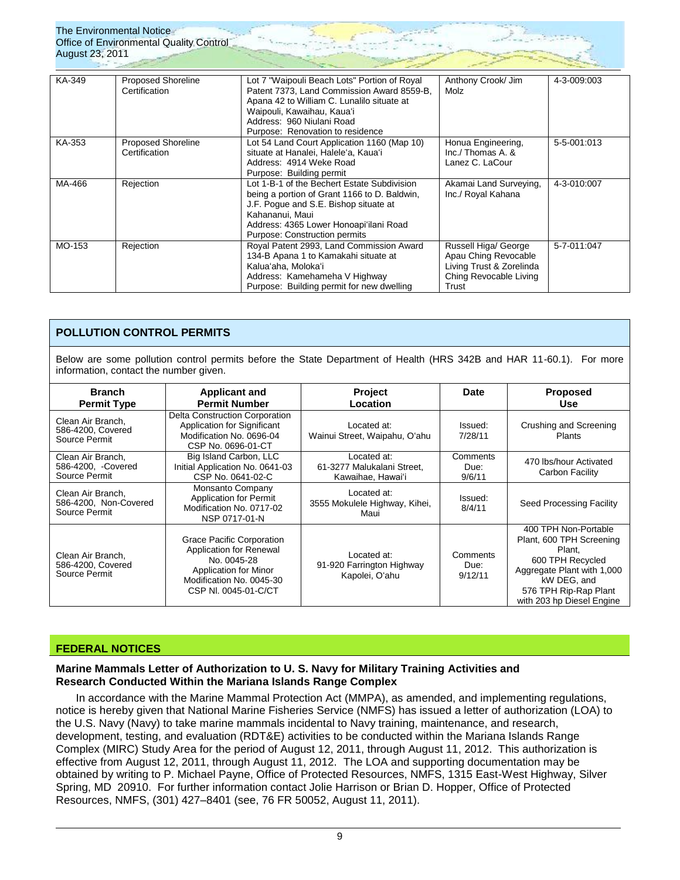| KA-349 | Proposed Shoreline Certification | Lot 7 "Waipouli Beach Lots" Portion of Royal Patent 7373, Land Commission Award 8559-B, Apana 42 to William C. Lunalilo situate at Waipouli, Kawaihau, Kaua'i<br>Address: 960 Niulani Road<br>Purpose: Renovation to residence | Anthony Crook/ Jim Molz | 4-3-009:003 |
|---|---|---|---|---|
| KA-353 | Proposed Shoreline Certification | Lot 54 Land Court Application 1160 (Map 10) situate at Hanalei, Halele'a, Kaua'i<br>Address: 4914 Weke Road<br>Purpose: Building permit | Honua Engineering, Inc./ Thomas A. & Lanez C. LaCour | 5-5-001:013 |
| MA-466 | Rejection | Lot 1-B-1 of the Bechert Estate Subdivision being a portion of Grant 1166 to D. Baldwin, J.F. Pogue and S.E. Bishop situate at Kahananui, Maui<br>Address: 4365 Lower Honoapi'ilani Road<br>Purpose: Construction permits | Akamai Land Surveying, Inc./ Royal Kahana | 4-3-010:007 |
| MO-153 | Rejection | Royal Patent 2993, Land Commission Award 134-B Apana 1 to Kamakahi situate at Kalua'aha, Moloka'i<br>Address: Kamehameha V Highway<br>Purpose: Building permit for new dwelling | Russell Higa/ George Apau Ching Revocable Living Trust & Zorelinda Ching Revocable Living Trust | 5-7-011:047 |

## POLLUTION CONTROL PERMITS

Below are some pollution control permits before the State Department of Health (HRS 342B and HAR 11-60.1). For more information, contact the number given.

| Branch Permit Type | Applicant and Permit Number | Project Location | Date | Proposed Use |
|---|---|---|---|---|
| Clean Air Branch, 586-4200, Covered Source Permit | Delta Construction Corporation Application for Significant Modification No. 0696-04 CSP No. 0696-01-CT | Located at: Wainui Street, Waipahu, O'ahu | Issued: 7/28/11 | Crushing and Screening Plants |
| Clean Air Branch, 586-4200, -Covered Source Permit | Big Island Carbon, LLC Initial Application No. 0641-03 CSP No. 0641-02-C | Located at: 61-3277 Malukalani Street, Kawaihae, Hawai'i | Comments Due: 9/6/11 | 470 lbs/hour Activated Carbon Facility |
| Clean Air Branch, 586-4200, Non-Covered Source Permit | Monsanto Company Application for Permit Modification No. 0717-02 NSP 0717-01-N | Located at: 3555 Mokulele Highway, Kihei, Maui | Issued: 8/4/11 | Seed Processing Facility |
| Clean Air Branch, 586-4200, Covered Source Permit | Grace Pacific Corporation Application for Renewal No. 0045-28 Application for Minor Modification No. 0045-30 CSP Nl. 0045-01-C/CT | Located at: 91-920 Farrington Highway Kapolei, O'ahu | Comments Due: 9/12/11 | 400 TPH Non-Portable Plant, 600 TPH Screening Plant, 600 TPH Recycled Aggregate Plant with 1,000 kW DEG, and 576 TPH Rip-Rap Plant with 203 hp Diesel Engine |

## FEDERAL NOTICES

### Marine Mammals Letter of Authorization to U. S. Navy for Military Training Activities and Research Conducted Within the Mariana Islands Range Complex

In accordance with the Marine Mammal Protection Act (MMPA), as amended, and implementing regulations, notice is hereby given that National Marine Fisheries Service (NMFS) has issued a letter of authorization (LOA) to the U.S. Navy (Navy) to take marine mammals incidental to Navy training, maintenance, and research, development, testing, and evaluation (RDT&E) activities to be conducted within the Mariana Islands Range Complex (MIRC) Study Area for the period of August 12, 2011, through August 11, 2012. This authorization is effective from August 12, 2011, through August 11, 2012. The LOA and supporting documentation may be obtained by writing to P. Michael Payne, Office of Protected Resources, NMFS, 1315 East-West Highway, Silver Spring, MD 20910. For further information contact Jolie Harrison or Brian D. Hopper, Office of Protected Resources, NMFS, (301) 427–8401 (see, 76 FR 50052, August 11, 2011).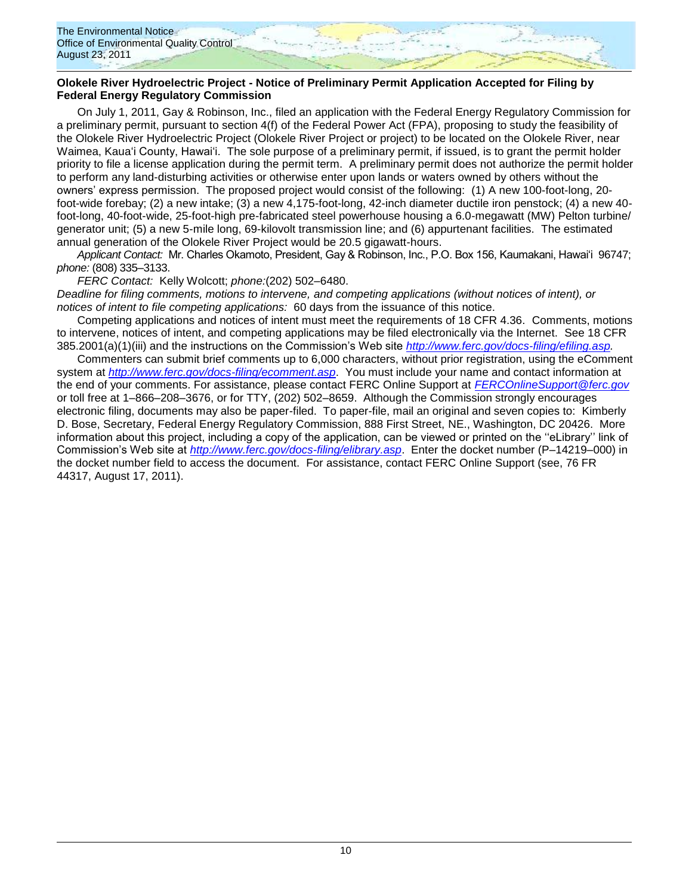**Olokele River Hydroelectric Project - Notice of Preliminary Permit Application Accepted for Filing by Federal Energy Regulatory Commission**

On July 1, 2011, Gay & Robinson, Inc., filed an application with the Federal Energy Regulatory Commission for a preliminary permit, pursuant to section 4(f) of the Federal Power Act (FPA), proposing to study the feasibility of the Olokele River Hydroelectric Project (Olokele River Project or project) to be located on the Olokele River, near Waimea, Kaua'i County, Hawai'i. The sole purpose of a preliminary permit, if issued, is to grant the permit holder priority to file a license application during the permit term. A preliminary permit does not authorize the permit holder to perform any land-disturbing activities or otherwise enter upon lands or waters owned by others without the owners' express permission. The proposed project would consist of the following: (1) A new 100-foot-long, 20-foot-wide forebay; (2) a new intake; (3) a new 4,175-foot-long, 42-inch diameter ductile iron penstock; (4) a new 40-foot-long, 40-foot-wide, 25-foot-high pre-fabricated steel powerhouse housing a 6.0-megawatt (MW) Pelton turbine/ generator unit; (5) a new 5-mile long, 69-kilovolt transmission line; and (6) appurtenant facilities. The estimated annual generation of the Olokele River Project would be 20.5 gigawatt-hours.

*Applicant Contact:* Mr. Charles Okamoto, President, Gay & Robinson, Inc., P.O. Box 156, Kaumakani, Hawai'i 96747; *phone:* (808) 335–3133.

*FERC Contact:* Kelly Wolcott; *phone:*(202) 502–6480.

*Deadline for filing comments, motions to intervene, and competing applications (without notices of intent), or notices of intent to file competing applications:* 60 days from the issuance of this notice.

Competing applications and notices of intent must meet the requirements of 18 CFR 4.36. Comments, motions to intervene, notices of intent, and competing applications may be filed electronically via the Internet. See 18 CFR 385.2001(a)(1)(iii) and the instructions on the Commission's Web site *http://www.ferc.gov/docs-filing/efiling.asp.*

Commenters can submit brief comments up to 6,000 characters, without prior registration, using the eComment system at *http://www.ferc.gov/docs-filing/ecomment.asp*. You must include your name and contact information at the end of your comments. For assistance, please contact FERC Online Support at *FERCOnlineSupport@ferc.gov* or toll free at 1–866–208–3676, or for TTY, (202) 502–8659. Although the Commission strongly encourages electronic filing, documents may also be paper-filed. To paper-file, mail an original and seven copies to: Kimberly D. Bose, Secretary, Federal Energy Regulatory Commission, 888 First Street, NE., Washington, DC 20426. More information about this project, including a copy of the application, can be viewed or printed on the ''eLibrary'' link of Commission's Web site at *http://www.ferc.gov/docs-filing/elibrary.asp*. Enter the docket number (P–14219–000) in the docket number field to access the document. For assistance, contact FERC Online Support (see, 76 FR 44317, August 17, 2011).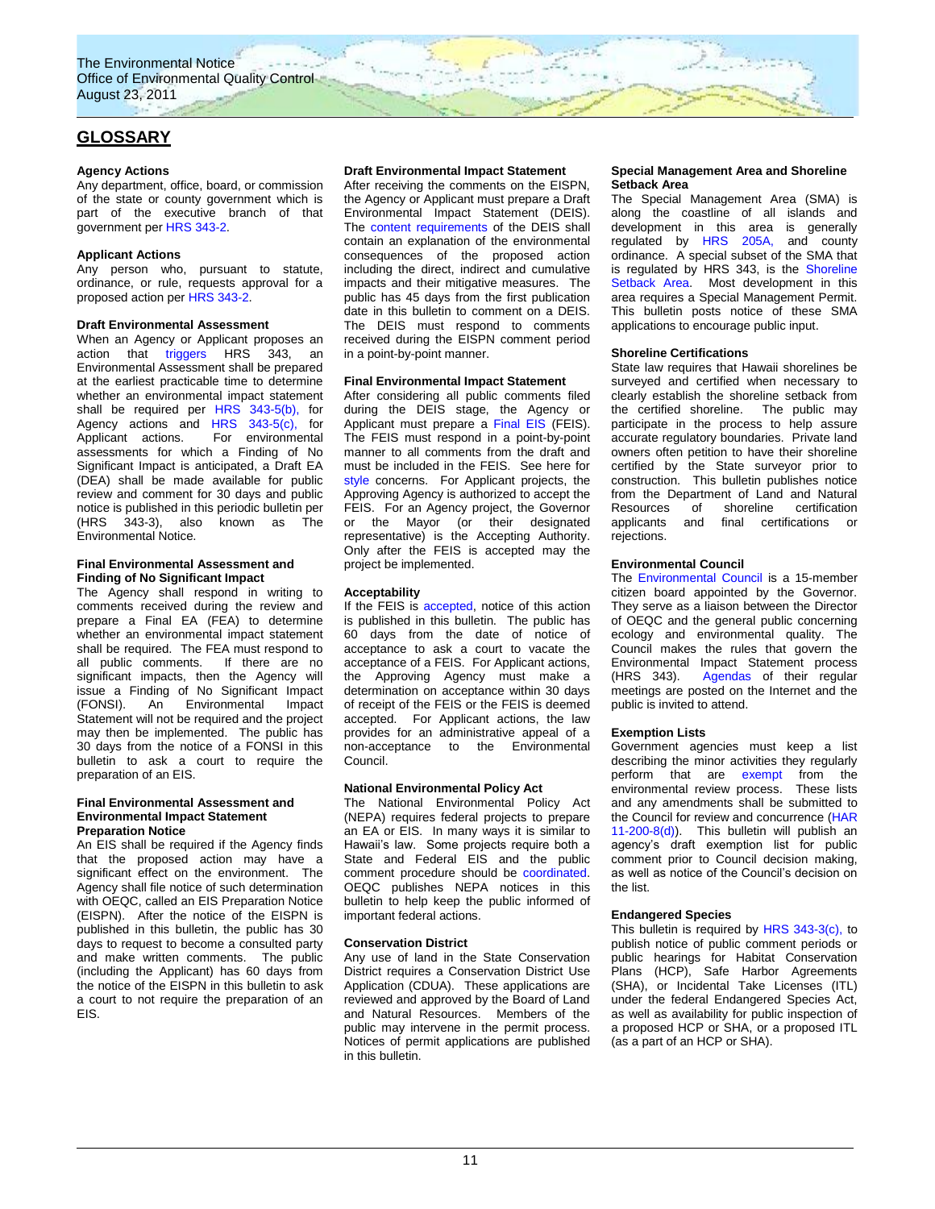## GLOSSARY

**Agency Actions**
Any department, office, board, or commission of the state or county government which is part of the executive branch of that government per HRS 343-2.

**Applicant Actions**
Any person who, pursuant to statute, ordinance, or rule, requests approval for a proposed action per HRS 343-2.

**Draft Environmental Assessment**
When an Agency or Applicant proposes an action that triggers HRS 343, an Environmental Assessment shall be prepared at the earliest practicable time to determine whether an environmental impact statement shall be required per HRS 343-5(b), for Agency actions and HRS 343-5(c), for Applicant actions. For environmental assessments for which a Finding of No Significant Impact is anticipated, a Draft EA (DEA) shall be made available for public review and comment for 30 days and public notice is published in this periodic bulletin per (HRS 343-3), also known as The Environmental Notice.

**Final Environmental Assessment and Finding of No Significant Impact**
The Agency shall respond in writing to comments received during the review and prepare a Final EA (FEA) to determine whether an environmental impact statement shall be required. The FEA must respond to all public comments. If there are no significant impacts, then the Agency will issue a Finding of No Significant Impact (FONSI). An Environmental Impact Statement will not be required and the project may then be implemented. The public has 30 days from the notice of a FONSI in this bulletin to ask a court to require the preparation of an EIS.

**Final Environmental Assessment and Environmental Impact Statement Preparation Notice**
An EIS shall be required if the Agency finds that the proposed action may have a significant effect on the environment. The Agency shall file notice of such determination with OEQC, called an EIS Preparation Notice (EISPN). After the notice of the EISPN is published in this bulletin, the public has 30 days to request to become a consulted party and make written comments. The public (including the Applicant) has 60 days from the notice of the EISPN in this bulletin to ask a court to not require the preparation of an EIS.

**Draft Environmental Impact Statement**
After receiving the comments on the EISPN, the Agency or Applicant must prepare a Draft Environmental Impact Statement (DEIS). The content requirements of the DEIS shall contain an explanation of the environmental consequences of the proposed action including the direct, indirect and cumulative impacts and their mitigative measures. The public has 45 days from the first publication date in this bulletin to comment on a DEIS. The DEIS must respond to comments received during the EISPN comment period in a point-by-point manner.

**Final Environmental Impact Statement**
After considering all public comments filed during the DEIS stage, the Agency or Applicant must prepare a Final EIS (FEIS). The FEIS must respond in a point-by-point manner to all comments from the draft and must be included in the FEIS. See here for style concerns. For Applicant projects, the Approving Agency is authorized to accept the FEIS. For an Agency project, the Governor or the Mayor (or their designated representative) is the Accepting Authority. Only after the FEIS is accepted may the project be implemented.

**Acceptability**
If the FEIS is accepted, notice of this action is published in this bulletin. The public has 60 days from the date of notice of acceptance to ask a court to vacate the acceptance of a FEIS. For Applicant actions, the Approving Agency must make a determination on acceptance within 30 days of receipt of the FEIS or the FEIS is deemed accepted. For Applicant actions, the law provides for an administrative appeal of a non-acceptance to the Environmental Council.

**National Environmental Policy Act**
The National Environmental Policy Act (NEPA) requires federal projects to prepare an EA or EIS. In many ways it is similar to Hawaii's law. Some projects require both a State and Federal EIS and the public comment procedure should be coordinated. OEQC publishes NEPA notices in this bulletin to help keep the public informed of important federal actions.

**Conservation District**
Any use of land in the State Conservation District requires a Conservation District Use Application (CDUA). These applications are reviewed and approved by the Board of Land and Natural Resources. Members of the public may intervene in the permit process. Notices of permit applications are published in this bulletin.

**Special Management Area and Shoreline Setback Area**
The Special Management Area (SMA) is along the coastline of all islands and development in this area is generally regulated by HRS 205A, and county ordinance. A special subset of the SMA that is regulated by HRS 343, is the Shoreline Setback Area. Most development in this area requires a Special Management Permit. This bulletin posts notice of these SMA applications to encourage public input.

**Shoreline Certifications**
State law requires that Hawaii shorelines be surveyed and certified when necessary to clearly establish the shoreline setback from the certified shoreline. The public may participate in the process to help assure accurate regulatory boundaries. Private land owners often petition to have their shoreline certified by the State surveyor prior to construction. This bulletin publishes notice from the Department of Land and Natural Resources of shoreline certification applicants and final certifications or rejections.

**Environmental Council**
The Environmental Council is a 15-member citizen board appointed by the Governor. They serve as a liaison between the Director of OEQC and the general public concerning ecology and environmental quality. The Council makes the rules that govern the Environmental Impact Statement process (HRS 343). Agendas of their regular meetings are posted on the Internet and the public is invited to attend.

**Exemption Lists**
Government agencies must keep a list describing the minor activities they regularly perform that are exempt from the environmental review process. These lists and any amendments shall be submitted to the Council for review and concurrence (HAR 11-200-8(d)). This bulletin will publish an agency's draft exemption list for public comment prior to Council decision making, as well as notice of the Council's decision on the list.

**Endangered Species**
This bulletin is required by HRS 343-3(c), to publish notice of public comment periods or public hearings for Habitat Conservation Plans (HCP), Safe Harbor Agreements (SHA), or Incidental Take Licenses (ITL) under the federal Endangered Species Act, as well as availability for public inspection of a proposed HCP or SHA, or a proposed ITL (as a part of an HCP or SHA).